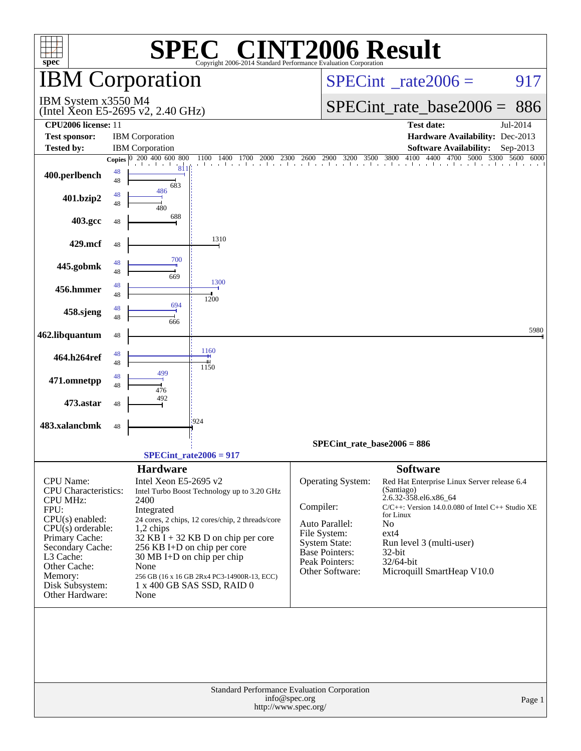# SPEC CINT2006 Result

Copyright 2006-2014 Standard Performance Evaluation Corporation

## IBM Corporation

IBM System x3550 M4
(Intel Xeon E5-2695 v2, 2.40 GHz)

SPECint_rate2006 = 917

SPECint_rate_base2006 = 886

| | | | |
|---|---|---|---|
| **CPU2006 license:** 11 | | **Test date:** | Jul-2014 |
| **Test sponsor:** | IBM Corporation | **Hardware Availability:** | Dec-2013 |
| **Tested by:** | IBM Corporation | **Software Availability:** | Sep-2013 |

| Benchmark | Copies | Peak | Base |
|---|---|---|---|
| 400.perlbench | 48 | 811 | 683 |
| 401.bzip2 | 48 | 486 | 480 |
| 403.gcc | 48 | | 688 |
| 429.mcf | 48 | | 1310 |
| 445.gobmk | 48 | 700 | 669 |
| 456.hmmer | 48 | 1300 | 1200 |
| 458.sjeng | 48 | 694 | 666 |
| 462.libquantum | 48 | | 5980 |
| 464.h264ref | 48 | 1160 | 1150 |
| 471.omnetpp | 48 | 499 | 476 |
| 473.astar | 48 | | 492 |
| 483.xalancbmk | 48 | | 924 |

SPECint_rate_base2006 = 886

SPECint_rate2006 = 917

### Hardware

| | |
|---|---|
| CPU Name: | Intel Xeon E5-2695 v2 |
| CPU Characteristics: | Intel Turbo Boost Technology up to 3.20 GHz |
| CPU MHz: | 2400 |
| FPU: | Integrated |
| CPU(s) enabled: | 24 cores, 2 chips, 12 cores/chip, 2 threads/core |
| CPU(s) orderable: | 1,2 chips |
| Primary Cache: | 32 KB I + 32 KB D on chip per core |
| Secondary Cache: | 256 KB I+D on chip per core |
| L3 Cache: | 30 MB I+D on chip per chip |
| Other Cache: | None |
| Memory: | 256 GB (16 x 16 GB 2Rx4 PC3-14900R-13, ECC) |
| Disk Subsystem: | 1 x 400 GB SAS SSD, RAID 0 |
| Other Hardware: | None |

### Software

| | |
|---|---|
| Operating System: | Red Hat Enterprise Linux Server release 6.4 (Santiago) 2.6.32-358.el6.x86_64 |
| Compiler: | C/C++: Version 14.0.0.080 of Intel C++ Studio XE for Linux |
| Auto Parallel: | No |
| File System: | ext4 |
| System State: | Run level 3 (multi-user) |
| Base Pointers: | 32-bit |
| Peak Pointers: | 32/64-bit |
| Other Software: | Microquill SmartHeap V10.0 |

Standard Performance Evaluation Corporation
info@spec.org
http://www.spec.org/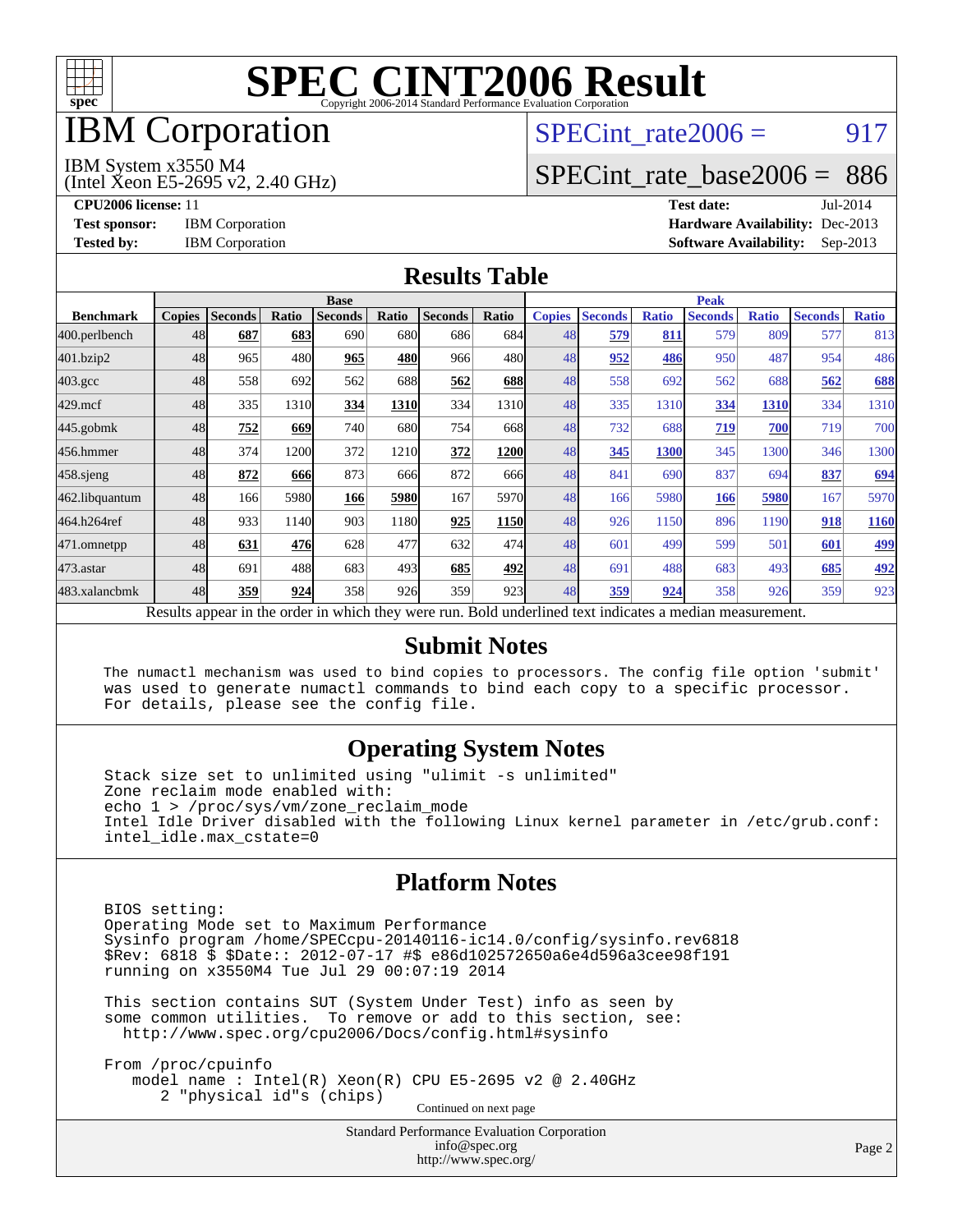# SPEC CINT2006 Result

Copyright 2006-2014 Standard Performance Evaluation Corporation

# IBM Corporation

IBM System x3550 M4
(Intel Xeon E5-2695 v2, 2.40 GHz)

SPECint_rate2006 = 917

SPECint_rate_base2006 = 886

**CPU2006 license:** 11
**Test sponsor:** IBM Corporation
**Tested by:** IBM Corporation

**Test date:** Jul-2014
**Hardware Availability:** Dec-2013
**Software Availability:** Sep-2013

## Results Table

| Benchmark | Base | | | | | | | Peak | | | | | | |
|---|---|---|---|---|---|---|---|---|---|---|---|---|---|---|
| | Copies | Seconds | Ratio | Seconds | Ratio | Seconds | Ratio | Copies | Seconds | Ratio | Seconds | Ratio | Seconds | Ratio |
| 400.perlbench | 48 | **687** | **683** | 690 | 680 | 686 | 684 | 48 | **579** | **811** | 579 | 809 | 577 | 813 |
| 401.bzip2 | 48 | 965 | 480 | **965** | **480** | 966 | 480 | 48 | **952** | **486** | 950 | 487 | 954 | 486 |
| 403.gcc | 48 | 558 | 692 | 562 | 688 | **562** | **688** | 48 | 558 | 692 | 562 | 688 | **562** | **688** |
| 429.mcf | 48 | 335 | 1310 | **334** | **1310** | 334 | 1310 | 48 | 335 | 1310 | **334** | **1310** | 334 | 1310 |
| 445.gobmk | 48 | **752** | **669** | 740 | 680 | 754 | 668 | 48 | 732 | 688 | **719** | **700** | 719 | 700 |
| 456.hmmer | 48 | 374 | 1200 | 372 | 1210 | **372** | **1200** | 48 | **345** | **1300** | 345 | 1300 | 346 | 1300 |
| 458.sjeng | 48 | **872** | **666** | 873 | 666 | 872 | 666 | 48 | 841 | 690 | 837 | 694 | **837** | **694** |
| 462.libquantum | 48 | 166 | 5980 | **166** | **5980** | 167 | 5970 | 48 | 166 | 5980 | **166** | **5980** | 167 | 5970 |
| 464.h264ref | 48 | 933 | 1140 | 903 | 1180 | **925** | **1150** | 48 | 926 | 1150 | 896 | 1190 | **918** | **1160** |
| 471.omnetpp | 48 | **631** | **476** | 628 | 477 | 632 | 474 | 48 | 601 | 499 | 599 | 501 | **601** | **499** |
| 473.astar | 48 | 691 | 488 | 683 | 493 | **685** | **492** | 48 | 691 | 488 | 683 | 493 | **685** | **492** |
| 483.xalancbmk | 48 | **359** | **924** | 358 | 926 | 359 | 923 | 48 | **359** | **924** | 358 | 926 | 359 | 923 |

Results appear in the order in which they were run. Bold underlined text indicates a median measurement.

## Submit Notes

```
The numactl mechanism was used to bind copies to processors. The config file option 'submit'
was used to generate numactl commands to bind each copy to a specific processor.
For details, please see the config file.
```

## Operating System Notes

```
Stack size set to unlimited using "ulimit -s unlimited"
Zone reclaim mode enabled with:
echo 1 > /proc/sys/vm/zone_reclaim_mode
Intel Idle Driver disabled with the following Linux kernel parameter in /etc/grub.conf:
intel_idle.max_cstate=0
```

## Platform Notes

```
BIOS setting:
Operating Mode set to Maximum Performance
Sysinfo program /home/SPECcpu-20140116-ic14.0/config/sysinfo.rev6818
$Rev: 6818 $ $Date:: 2012-07-17 #$ e86d102572650a6e4d596a3cee98f191
running on x3550M4 Tue Jul 29 00:07:19 2014

This section contains SUT (System Under Test) info as seen by
some common utilities.  To remove or add to this section, see:
  http://www.spec.org/cpu2006/Docs/config.html#sysinfo

From /proc/cpuinfo
   model name : Intel(R) Xeon(R) CPU E5-2695 v2 @ 2.40GHz
      2 "physical id"s (chips)
```

Continued on next page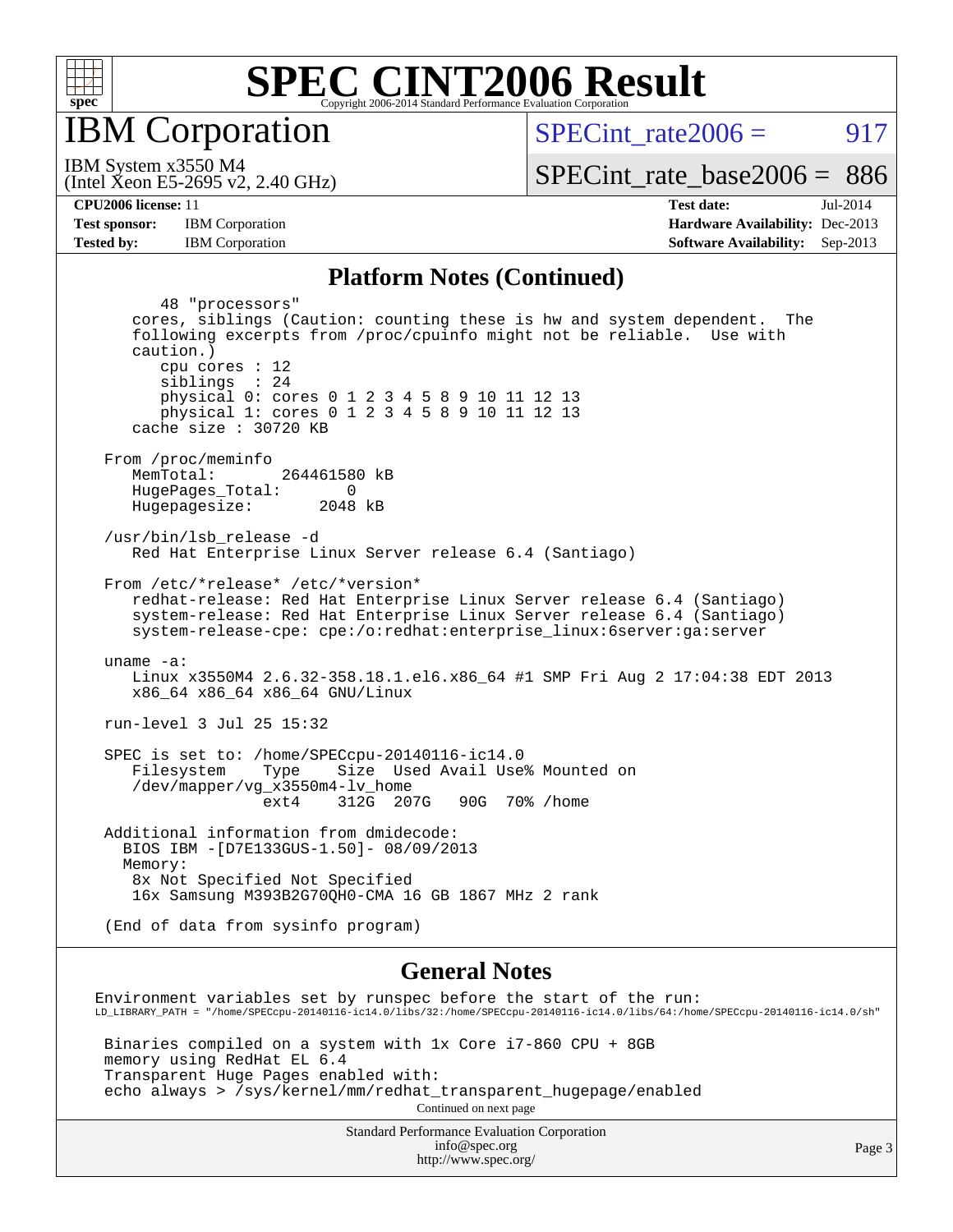# SPEC CINT2006 Result

## IBM Corporation

IBM System x3550 M4
(Intel Xeon E5-2695 v2, 2.40 GHz)

SPECint_rate2006 = 917

SPECint_rate_base2006 = 886

**CPU2006 license:** 11
**Test sponsor:** IBM Corporation
**Tested by:** IBM Corporation

**Test date:** Jul-2014
**Hardware Availability:** Dec-2013
**Software Availability:** Sep-2013

### Platform Notes (Continued)

```
         48 "processors"
      cores, siblings (Caution: counting these is hw and system dependent.  The
      following excerpts from /proc/cpuinfo might not be reliable.  Use with
      caution.)
         cpu cores : 12
         siblings  : 24
         physical 0: cores 0 1 2 3 4 5 8 9 10 11 12 13
         physical 1: cores 0 1 2 3 4 5 8 9 10 11 12 13
      cache size : 30720 KB

   From /proc/meminfo
      MemTotal:       264461580 kB
      HugePages_Total:       0
      Hugepagesize:       2048 kB

   /usr/bin/lsb_release -d
      Red Hat Enterprise Linux Server release 6.4 (Santiago)

   From /etc/*release* /etc/*version*
      redhat-release: Red Hat Enterprise Linux Server release 6.4 (Santiago)
      system-release: Red Hat Enterprise Linux Server release 6.4 (Santiago)
      system-release-cpe: cpe:/o:redhat:enterprise_linux:6server:ga:server

   uname -a:
      Linux x3550M4 2.6.32-358.18.1.el6.x86_64 #1 SMP Fri Aug 2 17:04:38 EDT 2013
      x86_64 x86_64 x86_64 GNU/Linux

   run-level 3 Jul 25 15:32

   SPEC is set to: /home/SPECcpu-20140116-ic14.0
      Filesystem     Type    Size  Used Avail Use% Mounted on
      /dev/mapper/vg_x3550m4-lv_home
                     ext4    312G  207G   90G  70% /home

   Additional information from dmidecode:
     BIOS IBM -[D7E133GUS-1.50]- 08/09/2013
     Memory:
      8x Not Specified Not Specified
      16x Samsung M393B2G70QH0-CMA 16 GB 1867 MHz 2 rank

   (End of data from sysinfo program)
```

### General Notes

```
Environment variables set by runspec before the start of the run:
LD_LIBRARY_PATH = "/home/SPECcpu-20140116-ic14.0/libs/32:/home/SPECcpu-20140116-ic14.0/libs/64:/home/SPECcpu-20140116-ic14.0/sh"

 Binaries compiled on a system with 1x Core i7-860 CPU + 8GB
 memory using RedHat EL 6.4
 Transparent Huge Pages enabled with:
 echo always > /sys/kernel/mm/redhat_transparent_hugepage/enabled
```

Continued on next page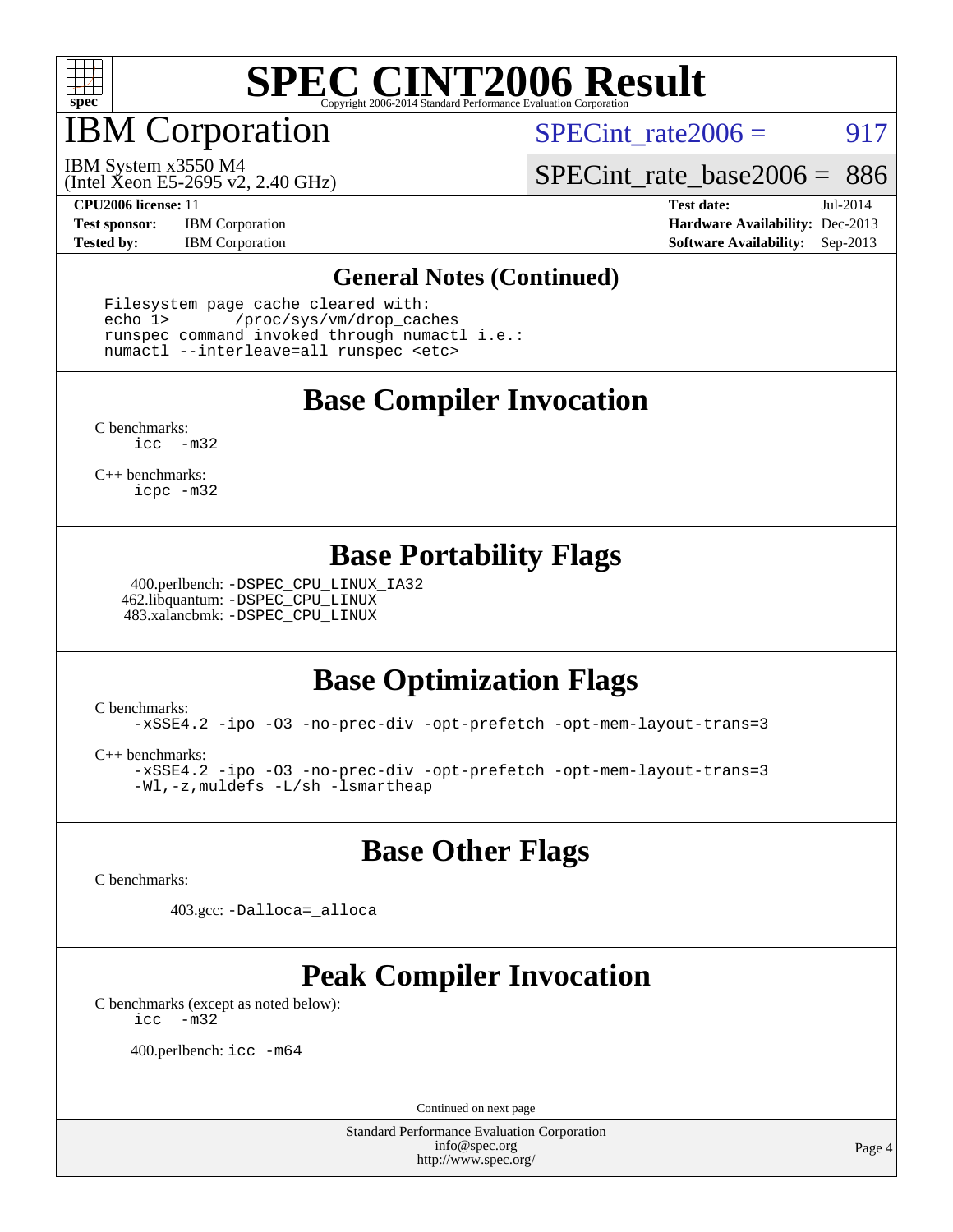# SPEC CINT2006 Result

## IBM Corporation

IBM System x3550 M4
(Intel Xeon E5-2695 v2, 2.40 GHz)

SPECint_rate2006 = 917

SPECint_rate_base2006 = 886

**CPU2006 license:** 11
**Test sponsor:** IBM Corporation
**Tested by:** IBM Corporation

**Test date:** Jul-2014
**Hardware Availability:** Dec-2013
**Software Availability:** Sep-2013

### General Notes (Continued)

```
Filesystem page cache cleared with:
echo 1>       /proc/sys/vm/drop_caches
runspec command invoked through numactl i.e.:
numactl --interleave=all runspec <etc>
```

### Base Compiler Invocation

C benchmarks:
```
icc  -m32
```

C++ benchmarks:
```
icpc -m32
```

### Base Portability Flags

400.perlbench: -DSPEC_CPU_LINUX_IA32
462.libquantum: -DSPEC_CPU_LINUX
483.xalancbmk: -DSPEC_CPU_LINUX

### Base Optimization Flags

C benchmarks:
```
-xSSE4.2 -ipo -O3 -no-prec-div -opt-prefetch -opt-mem-layout-trans=3
```

C++ benchmarks:
```
-xSSE4.2 -ipo -O3 -no-prec-div -opt-prefetch -opt-mem-layout-trans=3
-Wl,-z,muldefs -L/sh -lsmartheap
```

### Base Other Flags

C benchmarks:

403.gcc: -Dalloca=_alloca

### Peak Compiler Invocation

C benchmarks (except as noted below):
```
icc  -m32
```

400.perlbench: icc -m64

Continued on next page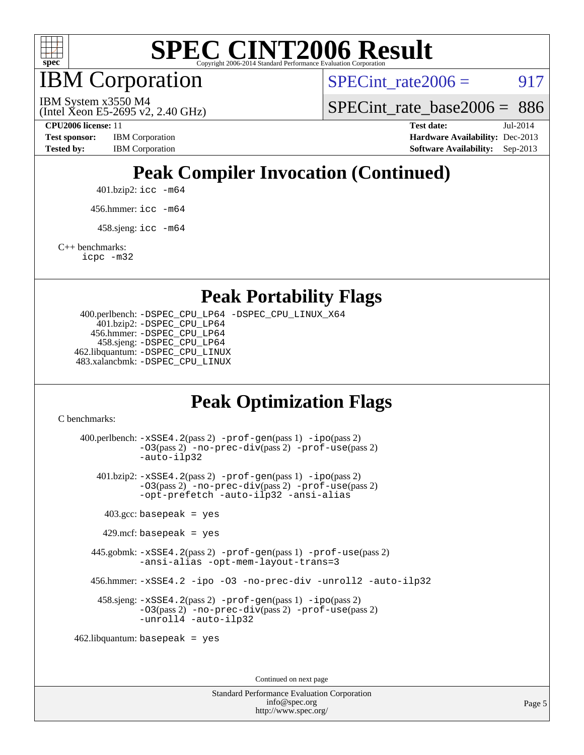# SPEC CINT2006 Result

Copyright 2006-2014 Standard Performance Evaluation Corporation

## IBM Corporation

IBM System x3550 M4
(Intel Xeon E5-2695 v2, 2.40 GHz)

SPECint_rate2006 = 917

SPECint_rate_base2006 = 886

**CPU2006 license:** 11
**Test sponsor:** IBM Corporation
**Tested by:** IBM Corporation

**Test date:** Jul-2014
**Hardware Availability:** Dec-2013
**Software Availability:** Sep-2013

## Peak Compiler Invocation (Continued)

401.bzip2: `icc -m64`

456.hmmer: `icc -m64`

458.sjeng: `icc -m64`

C++ benchmarks:
`icpc -m32`

## Peak Portability Flags

400.perlbench: `-DSPEC_CPU_LP64 -DSPEC_CPU_LINUX_X64`
401.bzip2: `-DSPEC_CPU_LP64`
456.hmmer: `-DSPEC_CPU_LP64`
458.sjeng: `-DSPEC_CPU_LP64`
462.libquantum: `-DSPEC_CPU_LINUX`
483.xalancbmk: `-DSPEC_CPU_LINUX`

## Peak Optimization Flags

C benchmarks:

400.perlbench: `-xSSE4.2`(pass 2) `-prof-gen`(pass 1) `-ipo`(pass 2) `-O3`(pass 2) `-no-prec-div`(pass 2) `-prof-use`(pass 2) `-auto-ilp32`

401.bzip2: `-xSSE4.2`(pass 2) `-prof-gen`(pass 1) `-ipo`(pass 2) `-O3`(pass 2) `-no-prec-div`(pass 2) `-prof-use`(pass 2) `-opt-prefetch -auto-ilp32 -ansi-alias`

403.gcc: `basepeak = yes`

429.mcf: `basepeak = yes`

445.gobmk: `-xSSE4.2`(pass 2) `-prof-gen`(pass 1) `-prof-use`(pass 2) `-ansi-alias -opt-mem-layout-trans=3`

456.hmmer: `-xSSE4.2 -ipo -O3 -no-prec-div -unroll2 -auto-ilp32`

458.sjeng: `-xSSE4.2`(pass 2) `-prof-gen`(pass 1) `-ipo`(pass 2) `-O3`(pass 2) `-no-prec-div`(pass 2) `-prof-use`(pass 2) `-unroll4 -auto-ilp32`

462.libquantum: `basepeak = yes`

Continued on next page

Standard Performance Evaluation Corporation
info@spec.org
http://www.spec.org/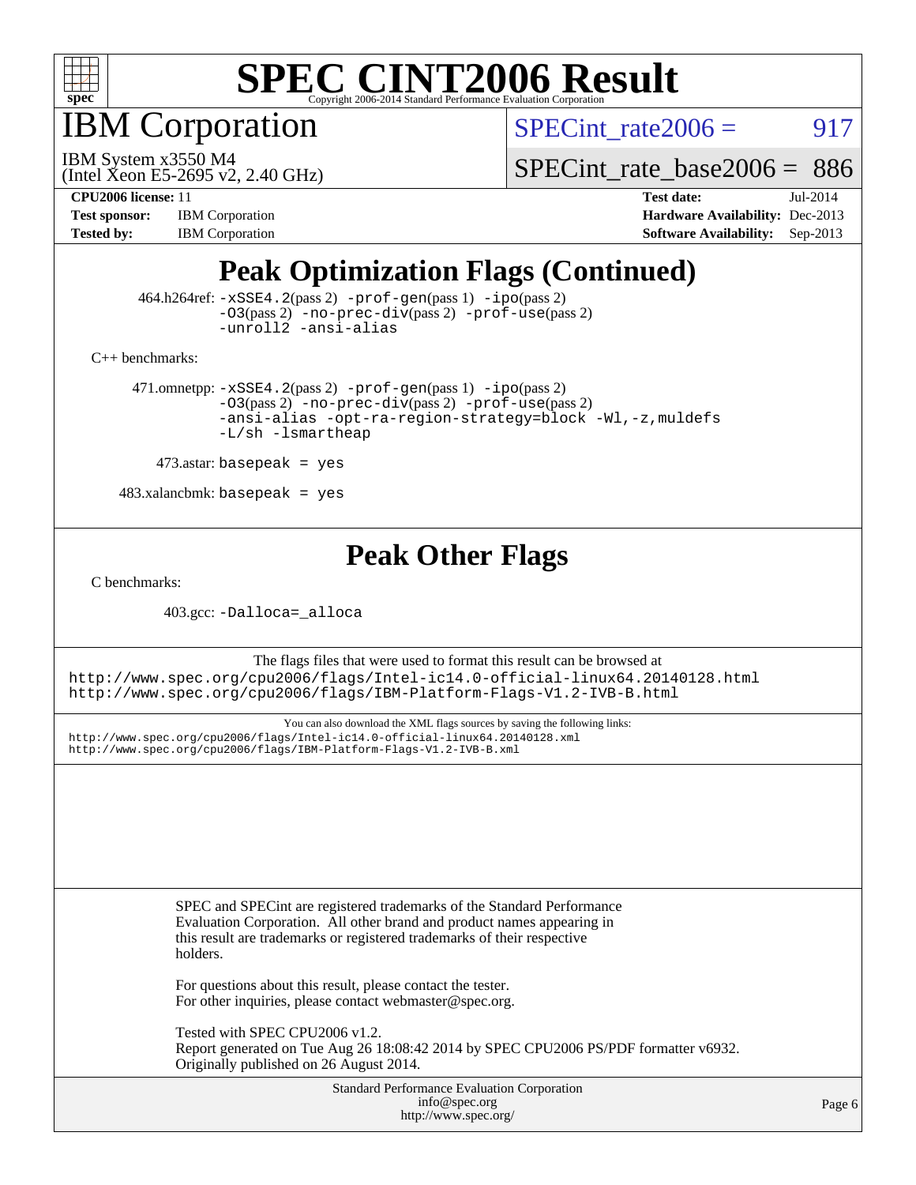# SPEC CINT2006 Result

Copyright 2006-2014 Standard Performance Evaluation Corporation

## IBM Corporation

IBM System x3550 M4
(Intel Xeon E5-2695 v2, 2.40 GHz)

SPECint_rate2006 = 917

SPECint_rate_base2006 = 886

**CPU2006 license:** 11
**Test sponsor:** IBM Corporation
**Tested by:** IBM Corporation

**Test date:** Jul-2014
**Hardware Availability:** Dec-2013
**Software Availability:** Sep-2013

## Peak Optimization Flags (Continued)

464.h264ref: -xSSE4.2(pass 2) -prof-gen(pass 1) -ipo(pass 2) -O3(pass 2) -no-prec-div(pass 2) -prof-use(pass 2) -unroll2 -ansi-alias

C++ benchmarks:

471.omnetpp: -xSSE4.2(pass 2) -prof-gen(pass 1) -ipo(pass 2) -O3(pass 2) -no-prec-div(pass 2) -prof-use(pass 2) -ansi-alias -opt-ra-region-strategy=block -Wl,-z,muldefs -L/sh -lsmartheap

473.astar: basepeak = yes

483.xalancbmk: basepeak = yes

## Peak Other Flags

C benchmarks:

403.gcc: -Dalloca=_alloca

The flags files that were used to format this result can be browsed at
http://www.spec.org/cpu2006/flags/Intel-ic14.0-official-linux64.20140128.html
http://www.spec.org/cpu2006/flags/IBM-Platform-Flags-V1.2-IVB-B.html

You can also download the XML flags sources by saving the following links:
http://www.spec.org/cpu2006/flags/Intel-ic14.0-official-linux64.20140128.xml
http://www.spec.org/cpu2006/flags/IBM-Platform-Flags-V1.2-IVB-B.xml

SPEC and SPECint are registered trademarks of the Standard Performance Evaluation Corporation. All other brand and product names appearing in this result are trademarks or registered trademarks of their respective holders.

For questions about this result, please contact the tester.
For other inquiries, please contact webmaster@spec.org.

Tested with SPEC CPU2006 v1.2.
Report generated on Tue Aug 26 18:08:42 2014 by SPEC CPU2006 PS/PDF formatter v6932.
Originally published on 26 August 2014.

Standard Performance Evaluation Corporation
info@spec.org
http://www.spec.org/